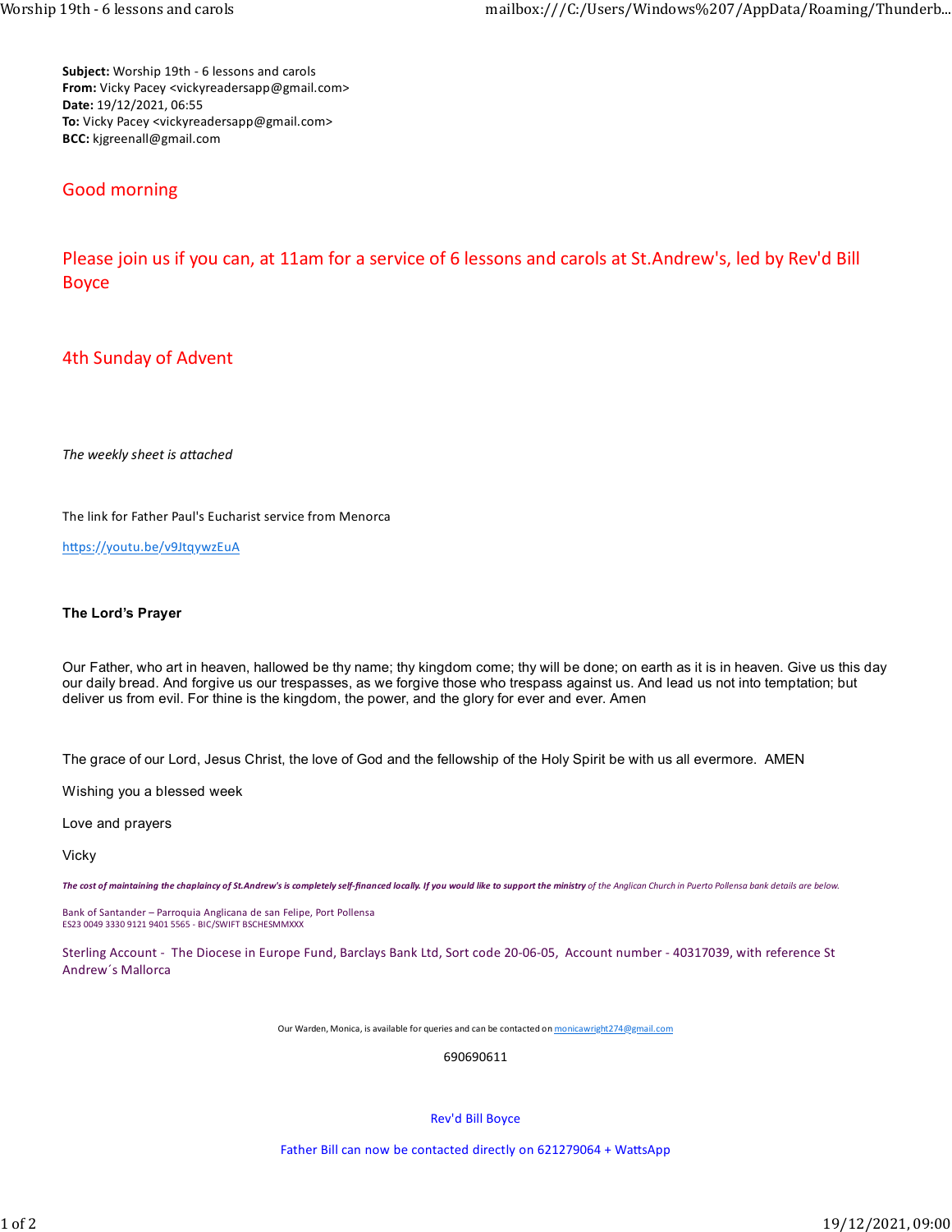**Subject:** Worship 19th - 6 lessons and carols
**From:** Vicky Pacey <vickyreadersapp@gmail.com>
**Date:** 19/12/2021, 06:55
**To:** Vicky Pacey <vickyreadersapp@gmail.com>
**BCC:** kjgreenall@gmail.com

Good morning

Please join us if you can, at 11am for a service of 6 lessons and carols at St.Andrew's, led by Rev'd Bill Boyce

4th Sunday of Advent

*The weekly sheet is attached*

The link for Father Paul's Eucharist service from Menorca

https://youtu.be/v9JtqywzEuA

**The Lord's Prayer**

Our Father, who art in heaven, hallowed be thy name; thy kingdom come; thy will be done; on earth as it is in heaven. Give us this day our daily bread. And forgive us our trespasses, as we forgive those who trespass against us. And lead us not into temptation; but deliver us from evil. For thine is the kingdom, the power, and the glory for ever and ever. Amen

The grace of our Lord, Jesus Christ, the love of God and the fellowship of the Holy Spirit be with us all evermore. AMEN

Wishing you a blessed week

Love and prayers

Vicky

***The cost of maintaining the chaplaincy of St.Andrew's is completely self-financed locally. If you would like to support the ministry*** *of the Anglican Church in Puerto Pollensa bank details are below.*

Bank of Santander – Parroquia Anglicana de san Felipe, Port Pollensa
ES23 0049 3330 9121 9401 5565 - BIC/SWIFT BSCHESMMXXX

Sterling Account - The Diocese in Europe Fund, Barclays Bank Ltd, Sort code 20-06-05, Account number - 40317039, with reference St Andrew´s Mallorca

Our Warden, Monica, is available for queries and can be contacted on monicawright274@gmail.com

690690611

Rev'd Bill Boyce

Father Bill can now be contacted directly on 621279064 + WattsApp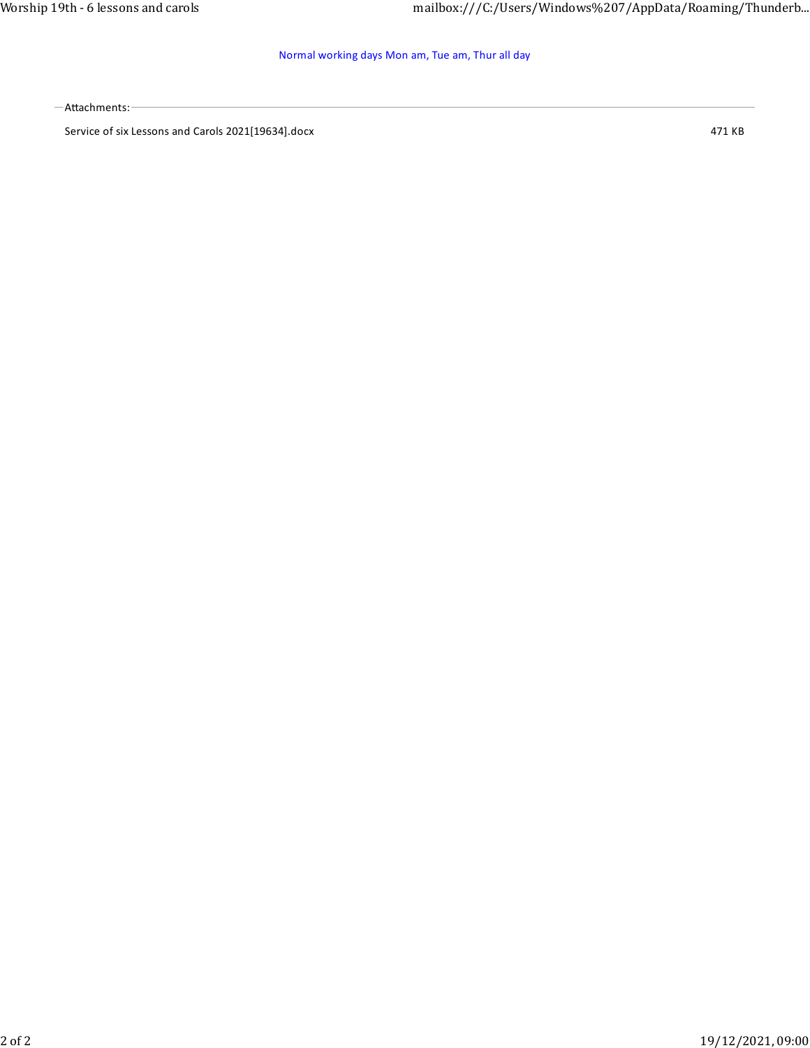Normal working days Mon am, Tue am, Thur all day

Attachments:

Service of six Lessons and Carols 2021[19634].docx 471 KB